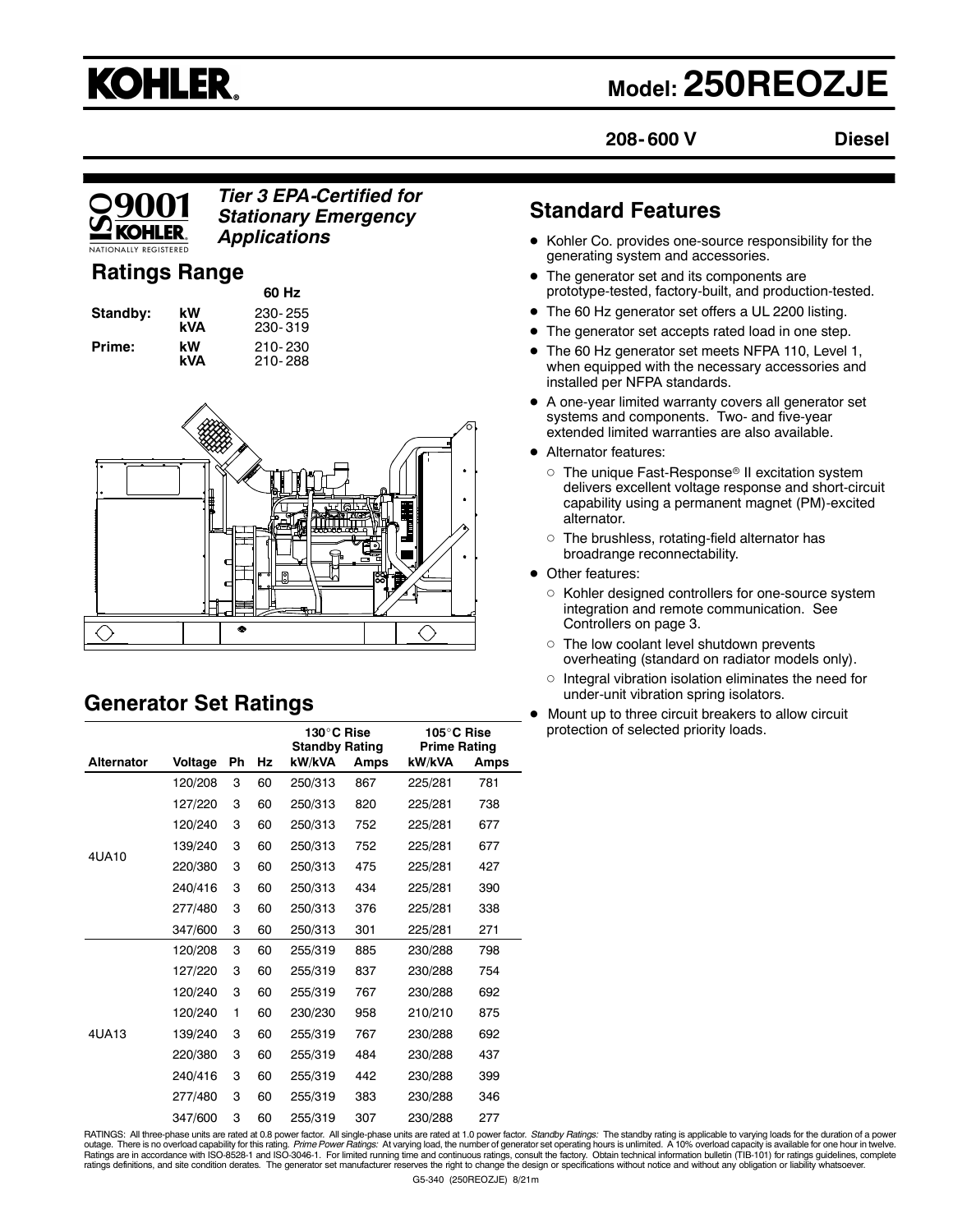# KOHLER

## Model: 250REOZJE

**208-600 V** **Diesel**

*Tier 3 EPA-Certified for Stationary Emergency Applications*

## Ratings Range

| | | 60 Hz |
|---|---|---|
| **Standby:** | **kW** | 230-255 |
| | **kVA** | 230-319 |
| **Prime:** | **kW** | 210-230 |
| | **kVA** | 210-288 |

## Generator Set Ratings

| | | | | 130°C Rise Standby Rating | | 105°C Rise Prime Rating | |
|---|---|---|---|---|---|---|---|
| **Alternator** | **Voltage** | **Ph** | **Hz** | **kW/kVA** | **Amps** | **kW/kVA** | **Amps** |
| 4UA10 | 120/208 | 3 | 60 | 250/313 | 867 | 225/281 | 781 |
| | 127/220 | 3 | 60 | 250/313 | 820 | 225/281 | 738 |
| | 120/240 | 3 | 60 | 250/313 | 752 | 225/281 | 677 |
| | 139/240 | 3 | 60 | 250/313 | 752 | 225/281 | 677 |
| | 220/380 | 3 | 60 | 250/313 | 475 | 225/281 | 427 |
| | 240/416 | 3 | 60 | 250/313 | 434 | 225/281 | 390 |
| | 277/480 | 3 | 60 | 250/313 | 376 | 225/281 | 338 |
| | 347/600 | 3 | 60 | 250/313 | 301 | 225/281 | 271 |
| 4UA13 | 120/208 | 3 | 60 | 255/319 | 885 | 230/288 | 798 |
| | 127/220 | 3 | 60 | 255/319 | 837 | 230/288 | 754 |
| | 120/240 | 3 | 60 | 255/319 | 767 | 230/288 | 692 |
| | 120/240 | 1 | 60 | 230/230 | 958 | 210/210 | 875 |
| | 139/240 | 3 | 60 | 255/319 | 767 | 230/288 | 692 |
| | 220/380 | 3 | 60 | 255/319 | 484 | 230/288 | 437 |
| | 240/416 | 3 | 60 | 255/319 | 442 | 230/288 | 399 |
| | 277/480 | 3 | 60 | 255/319 | 383 | 230/288 | 346 |
| | 347/600 | 3 | 60 | 255/319 | 307 | 230/288 | 277 |

## Standard Features

- Kohler Co. provides one-source responsibility for the generating system and accessories.
- The generator set and its components are prototype-tested, factory-built, and production-tested.
- The 60 Hz generator set offers a UL 2200 listing.
- The generator set accepts rated load in one step.
- The 60 Hz generator set meets NFPA 110, Level 1, when equipped with the necessary accessories and installed per NFPA standards.
- A one-year limited warranty covers all generator set systems and components. Two- and five-year extended limited warranties are also available.
- Alternator features:
  - The unique Fast-Response® II excitation system delivers excellent voltage response and short-circuit capability using a permanent magnet (PM)-excited alternator.
  - The brushless, rotating-field alternator has broadrange reconnectability.
- Other features:
  - Kohler designed controllers for one-source system integration and remote communication. See Controllers on page 3.
  - The low coolant level shutdown prevents overheating (standard on radiator models only).
  - Integral vibration isolation eliminates the need for under-unit vibration spring isolators.
- Mount up to three circuit breakers to allow circuit protection of selected priority loads.

RATINGS: All three-phase units are rated at 0.8 power factor. All single-phase units are rated at 1.0 power factor. *Standby Ratings:* The standby rating is applicable to varying loads for the duration of a power outage. There is no overload capability for this rating. *Prime Power Ratings:* At varying load, the number of generator set operating hours is unlimited. A 10% overload capacity is available for one hour in twelve. Ratings are in accordance with ISO-8528-1 and ISO-3046-1. For limited running time and continuous ratings, consult the factory. Obtain technical information bulletin (TIB-101) for ratings guidelines, complete ratings definitions, and site condition derates. The generator set manufacturer reserves the right to change the design or specifications without notice and without any obligation or liability whatsoever.

G5-340 (250REOZJE) 8/21m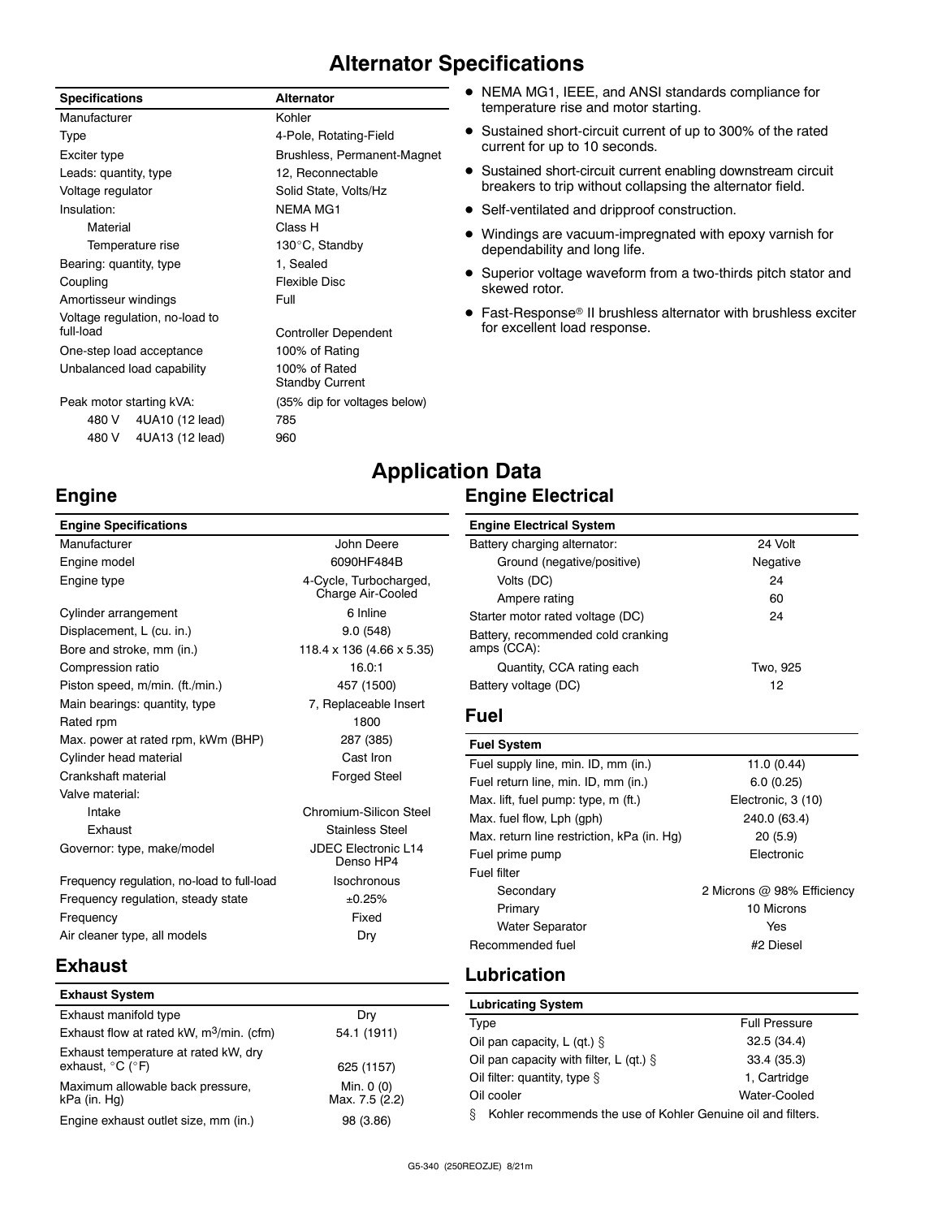# Alternator Specifications

| Specifications | Alternator |
|---|---|
| Manufacturer | Kohler |
| Type | 4-Pole, Rotating-Field |
| Exciter type | Brushless, Permanent-Magnet |
| Leads: quantity, type | 12, Reconnectable |
| Voltage regulator | Solid State, Volts/Hz |
| Insulation: | NEMA MG1 |
| Material | Class H |
| Temperature rise | 130°C, Standby |
| Bearing: quantity, type | 1, Sealed |
| Coupling | Flexible Disc |
| Amortisseur windings | Full |
| Voltage regulation, no-load to full-load | Controller Dependent |
| One-step load acceptance | 100% of Rating |
| Unbalanced load capability | 100% of Rated Standby Current |
| Peak motor starting kVA: | (35% dip for voltages below) |
| 480 V 4UA10 (12 lead) | 785 |
| 480 V 4UA13 (12 lead) | 960 |

- NEMA MG1, IEEE, and ANSI standards compliance for temperature rise and motor starting.
- Sustained short-circuit current of up to 300% of the rated current for up to 10 seconds.
- Sustained short-circuit current enabling downstream circuit breakers to trip without collapsing the alternator field.
- Self-ventilated and dripproof construction.
- Windings are vacuum-impregnated with epoxy varnish for dependability and long life.
- Superior voltage waveform from a two-thirds pitch stator and skewed rotor.
- Fast-Response® II brushless alternator with brushless exciter for excellent load response.

# Application Data

## Engine

| Engine Specifications | |
|---|---|
| Manufacturer | John Deere |
| Engine model | 6090HF484B |
| Engine type | 4-Cycle, Turbocharged, Charge Air-Cooled |
| Cylinder arrangement | 6 Inline |
| Displacement, L (cu. in.) | 9.0 (548) |
| Bore and stroke, mm (in.) | 118.4 x 136 (4.66 x 5.35) |
| Compression ratio | 16.0:1 |
| Piston speed, m/min. (ft./min.) | 457 (1500) |
| Main bearings: quantity, type | 7, Replaceable Insert |
| Rated rpm | 1800 |
| Max. power at rated rpm, kWm (BHP) | 287 (385) |
| Cylinder head material | Cast Iron |
| Crankshaft material | Forged Steel |
| Valve material: | |
| Intake | Chromium-Silicon Steel |
| Exhaust | Stainless Steel |
| Governor: type, make/model | JDEC Electronic L14 Denso HP4 |
| Frequency regulation, no-load to full-load | Isochronous |
| Frequency regulation, steady state | ±0.25% |
| Frequency | Fixed |
| Air cleaner type, all models | Dry |

## Exhaust

| Exhaust System | |
|---|---|
| Exhaust manifold type | Dry |
| Exhaust flow at rated kW, $m^3$/min. (cfm) | 54.1 (1911) |
| Exhaust temperature at rated kW, dry exhaust, °C (°F) | 625 (1157) |
| Maximum allowable back pressure, kPa (in. Hg) | Min. 0 (0) Max. 7.5 (2.2) |
| Engine exhaust outlet size, mm (in.) | 98 (3.86) |

## Engine Electrical

| Engine Electrical System | |
|---|---|
| Battery charging alternator: | 24 Volt |
| Ground (negative/positive) | Negative |
| Volts (DC) | 24 |
| Ampere rating | 60 |
| Starter motor rated voltage (DC) | 24 |
| Battery, recommended cold cranking amps (CCA): | |
| Quantity, CCA rating each | Two, 925 |
| Battery voltage (DC) | 12 |

## Fuel

| Fuel System | |
|---|---|
| Fuel supply line, min. ID, mm (in.) | 11.0 (0.44) |
| Fuel return line, min. ID, mm (in.) | 6.0 (0.25) |
| Max. lift, fuel pump: type, m (ft.) | Electronic, 3 (10) |
| Max. fuel flow, Lph (gph) | 240.0 (63.4) |
| Max. return line restriction, kPa (in. Hg) | 20 (5.9) |
| Fuel prime pump | Electronic |
| Fuel filter | |
| Secondary | 2 Microns @ 98% Efficiency |
| Primary | 10 Microns |
| Water Separator | Yes |
| Recommended fuel | #2 Diesel |

## Lubrication

| Lubricating System | |
|---|---|
| Type | Full Pressure |
| Oil pan capacity, L (qt.) § | 32.5 (34.4) |
| Oil pan capacity with filter, L (qt.) § | 33.4 (35.3) |
| Oil filter: quantity, type § | 1, Cartridge |
| Oil cooler | Water-Cooled |

§ Kohler recommends the use of Kohler Genuine oil and filters.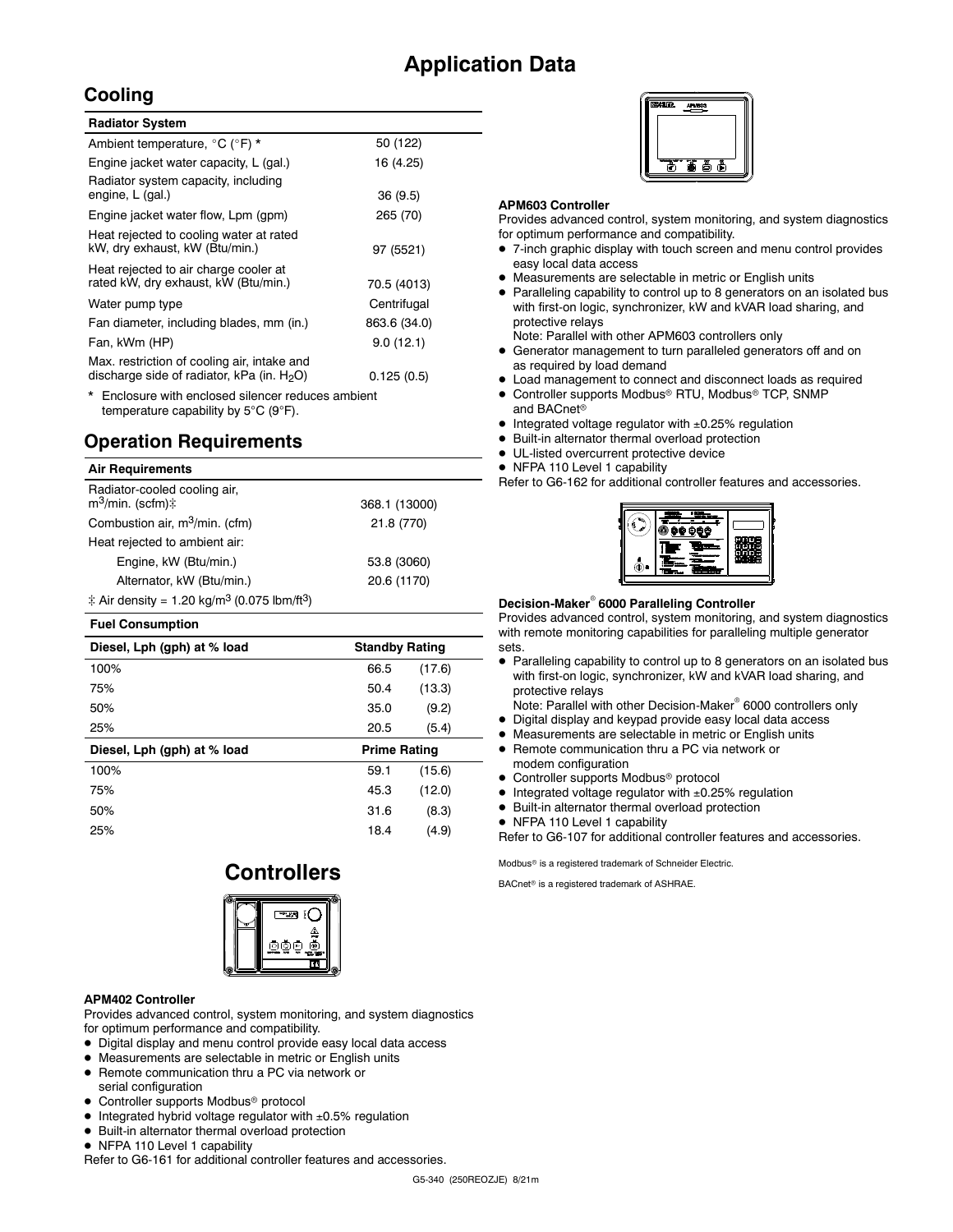# Application Data

## Cooling

| Radiator System | |
|---|---|
| Ambient temperature, °C (°F) * | 50 (122) |
| Engine jacket water capacity, L (gal.) | 16 (4.25) |
| Radiator system capacity, including engine, L (gal.) | 36 (9.5) |
| Engine jacket water flow, Lpm (gpm) | 265 (70) |
| Heat rejected to cooling water at rated kW, dry exhaust, kW (Btu/min.) | 97 (5521) |
| Heat rejected to air charge cooler at rated kW, dry exhaust, kW (Btu/min.) | 70.5 (4013) |
| Water pump type | Centrifugal |
| Fan diameter, including blades, mm (in.) | 863.6 (34.0) |
| Fan, kWm (HP) | 9.0 (12.1) |
| Max. restriction of cooling air, intake and discharge side of radiator, kPa (in. $H_2O$) | 0.125 (0.5) |

\* Enclosure with enclosed silencer reduces ambient temperature capability by 5°C (9°F).

## Operation Requirements

| Air Requirements | |
|---|---|
| Radiator-cooled cooling air, $m^3$/min. (scfm)‡ | 368.1 (13000) |
| Combustion air, $m^3$/min. (cfm) | 21.8 (770) |
| Heat rejected to ambient air: | |
| Engine, kW (Btu/min.) | 53.8 (3060) |
| Alternator, kW (Btu/min.) | 20.6 (1170) |

‡ Air density = 1.20 kg/$m^3$ (0.075 lbm/$ft^3$)

**Fuel Consumption**

| Diesel, Lph (gph) at % load | Standby Rating | |
|---|---|---|
| 100% | 66.5 | (17.6) |
| 75% | 50.4 | (13.3) |
| 50% | 35.0 | (9.2) |
| 25% | 20.5 | (5.4) |
| **Diesel, Lph (gph) at % load** | **Prime Rating** | |
| 100% | 59.1 | (15.6) |
| 75% | 45.3 | (12.0) |
| 50% | 31.6 | (8.3) |
| 25% | 18.4 | (4.9) |

# Controllers

**APM402 Controller**

Provides advanced control, system monitoring, and system diagnostics for optimum performance and compatibility.

- Digital display and menu control provide easy local data access
- Measurements are selectable in metric or English units
- Remote communication thru a PC via network or serial configuration
- Controller supports Modbus® protocol
- Integrated hybrid voltage regulator with ±0.5% regulation
- Built-in alternator thermal overload protection
- NFPA 110 Level 1 capability

Refer to G6-161 for additional controller features and accessories.

**APM603 Controller**

Provides advanced control, system monitoring, and system diagnostics for optimum performance and compatibility.

- 7-inch graphic display with touch screen and menu control provides easy local data access
- Measurements are selectable in metric or English units
- Paralleling capability to control up to 8 generators on an isolated bus with first-on logic, synchronizer, kW and kVAR load sharing, and protective relays
  Note: Parallel with other APM603 controllers only
- Generator management to turn paralleled generators off and on as required by load demand
- Load management to connect and disconnect loads as required
- Controller supports Modbus® RTU, Modbus® TCP, SNMP and BACnet®
- Integrated voltage regulator with ±0.25% regulation
- Built-in alternator thermal overload protection
- UL-listed overcurrent protective device
- NFPA 110 Level 1 capability

Refer to G6-162 for additional controller features and accessories.

**Decision-Maker® 6000 Paralleling Controller**

Provides advanced control, system monitoring, and system diagnostics with remote monitoring capabilities for paralleling multiple generator sets.

- Paralleling capability to control up to 8 generators on an isolated bus with first-on logic, synchronizer, kW and kVAR load sharing, and protective relays
  Note: Parallel with other Decision-Maker® 6000 controllers only
- Digital display and keypad provide easy local data access
- Measurements are selectable in metric or English units
- Remote communication thru a PC via network or modem configuration
- Controller supports Modbus® protocol
- Integrated voltage regulator with ±0.25% regulation
- Built-in alternator thermal overload protection
- NFPA 110 Level 1 capability

Refer to G6-107 for additional controller features and accessories.

Modbus® is a registered trademark of Schneider Electric.

BACnet® is a registered trademark of ASHRAE.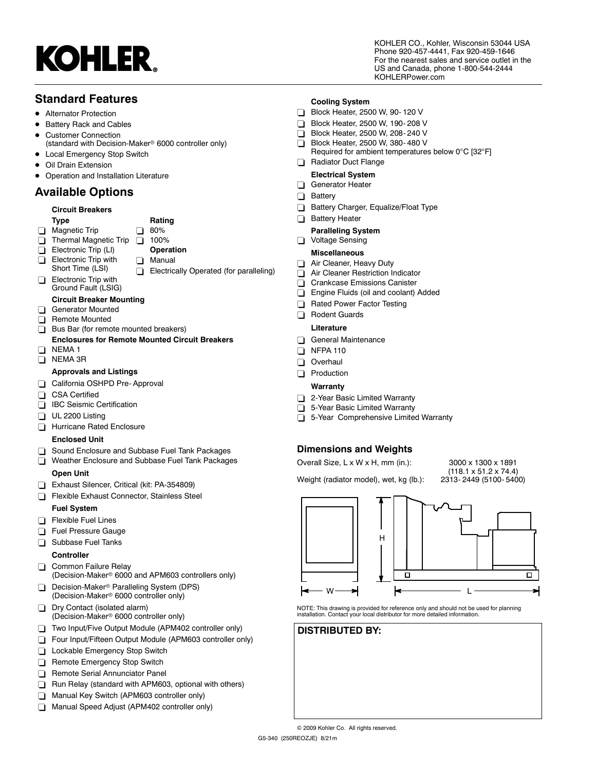KOHLER CO., Kohler, Wisconsin 53044 USA
Phone 920-457-4441, Fax 920-459-1646
For the nearest sales and service outlet in the US and Canada, phone 1-800-544-2444
KOHLERPower.com

## Standard Features

- Alternator Protection
- Battery Rack and Cables
- Customer Connection (standard with Decision-Maker® 6000 controller only)
- Local Emergency Stop Switch
- Oil Drain Extension
- Operation and Installation Literature

## Available Options

### Circuit Breakers

**Type**

- ❑ Magnetic Trip
- ❑ Thermal Magnetic Trip
- ❑ Electronic Trip (LI)
- ❑ Electronic Trip with Short Time (LSI)
- ❑ Electronic Trip with Ground Fault (LSIG)

**Rating**

- ❑ 80%
- ❑ 100%

**Operation**

- ❑ Manual
- ❑ Electrically Operated (for paralleling)

### Circuit Breaker Mounting

- ❑ Generator Mounted
- ❑ Remote Mounted
- ❑ Bus Bar (for remote mounted breakers)

### Enclosures for Remote Mounted Circuit Breakers

- ❑ NEMA 1
- ❑ NEMA 3R

### Approvals and Listings

- ❑ California OSHPD Pre-Approval
- ❑ CSA Certified
- ❑ IBC Seismic Certification
- ❑ UL 2200 Listing
- ❑ Hurricane Rated Enclosure

### Enclosed Unit

- ❑ Sound Enclosure and Subbase Fuel Tank Packages
- ❑ Weather Enclosure and Subbase Fuel Tank Packages

### Open Unit

- ❑ Exhaust Silencer, Critical (kit: PA-354809)
- ❑ Flexible Exhaust Connector, Stainless Steel

### Fuel System

- ❑ Flexible Fuel Lines
- ❑ Fuel Pressure Gauge
- ❑ Subbase Fuel Tanks

### Controller

- ❑ Common Failure Relay (Decision-Maker® 6000 and APM603 controllers only)
- ❑ Decision-Maker® Paralleling System (DPS) (Decision-Maker® 6000 controller only)
- ❑ Dry Contact (isolated alarm) (Decision-Maker® 6000 controller only)
- ❑ Two Input/Five Output Module (APM402 controller only)
- ❑ Four Input/Fifteen Output Module (APM603 controller only)
- ❑ Lockable Emergency Stop Switch
- ❑ Remote Emergency Stop Switch
- ❑ Remote Serial Annunciator Panel
- ❑ Run Relay (standard with APM603, optional with others)
- ❑ Manual Key Switch (APM603 controller only)
- ❑ Manual Speed Adjust (APM402 controller only)

### Cooling System

- ❑ Block Heater, 2500 W, 90-120 V
- ❑ Block Heater, 2500 W, 190-208 V
- ❑ Block Heater, 2500 W, 208-240 V
- ❑ Block Heater, 2500 W, 380-480 V
  Required for ambient temperatures below 0°C [32°F]
- ❑ Radiator Duct Flange

### Electrical System

- ❑ Generator Heater
- ❑ Battery
- ❑ Battery Charger, Equalize/Float Type
- ❑ Battery Heater

### Paralleling System

- ❑ Voltage Sensing

### Miscellaneous

- ❑ Air Cleaner, Heavy Duty
- ❑ Air Cleaner Restriction Indicator
- ❑ Crankcase Emissions Canister
- ❑ Engine Fluids (oil and coolant) Added
- ❑ Rated Power Factor Testing
- ❑ Rodent Guards

### Literature

- ❑ General Maintenance
- ❑ NFPA 110
- ❑ Overhaul
- ❑ Production

### Warranty

- ❑ 2-Year Basic Limited Warranty
- ❑ 5-Year Basic Limited Warranty
- ❑ 5-Year Comprehensive Limited Warranty

## Dimensions and Weights

Overall Size, L x W x H, mm (in.): 3000 x 1300 x 1891 (118.1 x 51.2 x 74.4)

Weight (radiator model), wet, kg (lb.): 2313-2449 (5100-5400)

H

W

L

NOTE: This drawing is provided for reference only and should not be used for planning installation. Contact your local distributor for more detailed information.

**DISTRIBUTED BY:**

© 2009 Kohler Co. All rights reserved.

G5-340 (250REOZJE) 8/21m